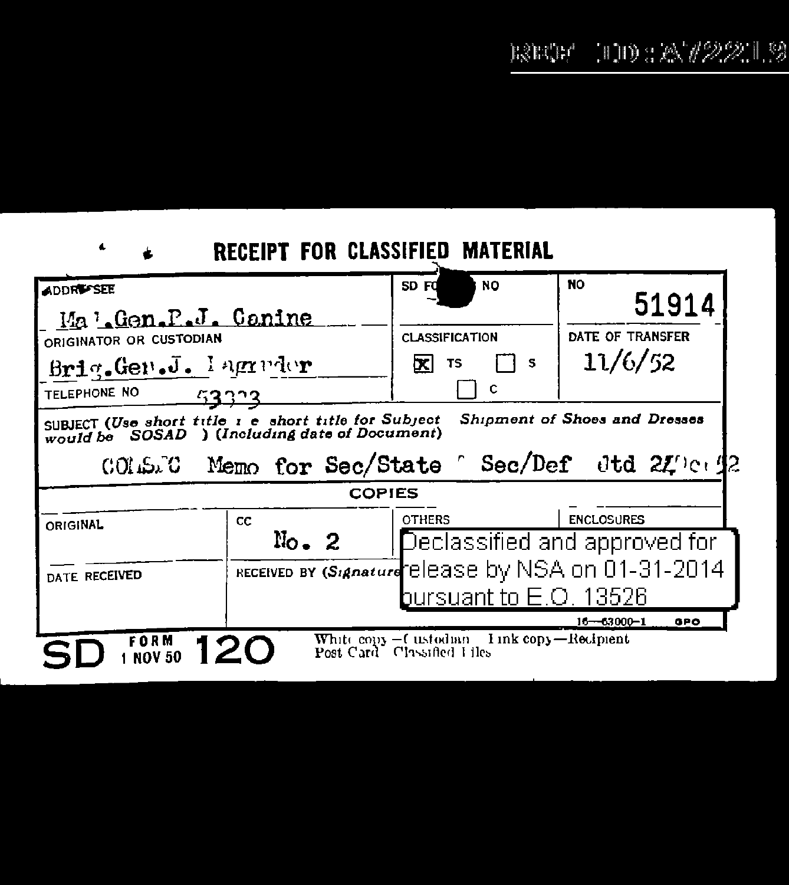REF ID:A72219

# RECEIPT FOR CLASSIFIED MATERIAL

| ADDRESSEE | SD FORM NO | NO |
|---|---|---|
| Maj.Gen.R.J. Canine | | 51914 |
| ORIGINATOR OR CUSTODIAN | CLASSIFICATION | DATE OF TRANSFER |
| Brig.Gen.J. Magruder | [x] TS [ ] S [ ] C | 11/6/52 |
| TELEPHONE NO 53323 | | |

SUBJECT (*Use short title i e short title for Subject Shipment of Shoes and Dresses would be SOSAD*) (*Including date of Document*)

COMSEC Memo for Sec/State & Sec/Def dtd 24 Oct 52

**COPIES**

| ORIGINAL | CC | OTHERS | ENCLOSURES |
|---|---|---|---|
| | No. 2 | | |
| DATE RECEIVED | RECEIVED BY (Signature) | | |

Declassified and approved for release by NSA on 01-31-2014 pursuant to E.O. 13526

16—63000-1 GPO

SD FORM 1 NOV 50 120

White copy—Custodian Pink copy—Recipient Post Card Classified Files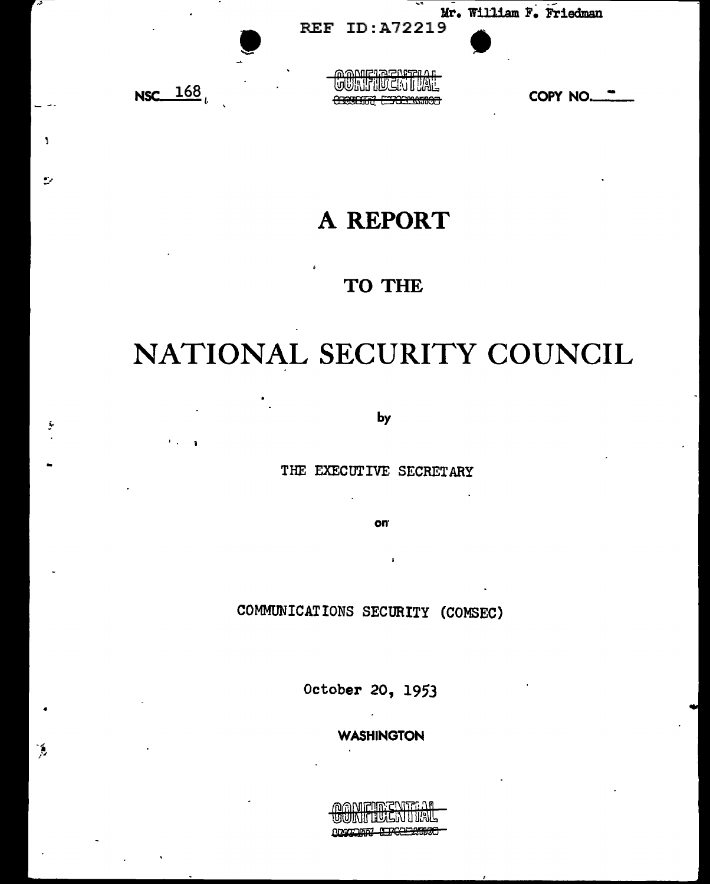Mr. William F. Friedman

REF ID:A72219

NSC 168

CONFIDENTIAL
SECURITY INFORMATION

COPY NO. -

# A REPORT

## TO THE

# NATIONAL SECURITY COUNCIL

by

THE EXECUTIVE SECRETARY

on

COMMUNICATIONS SECURITY (COMSEC)

October 20, 1953

WASHINGTON

CONFIDENTIAL
SECURITY INFORMATION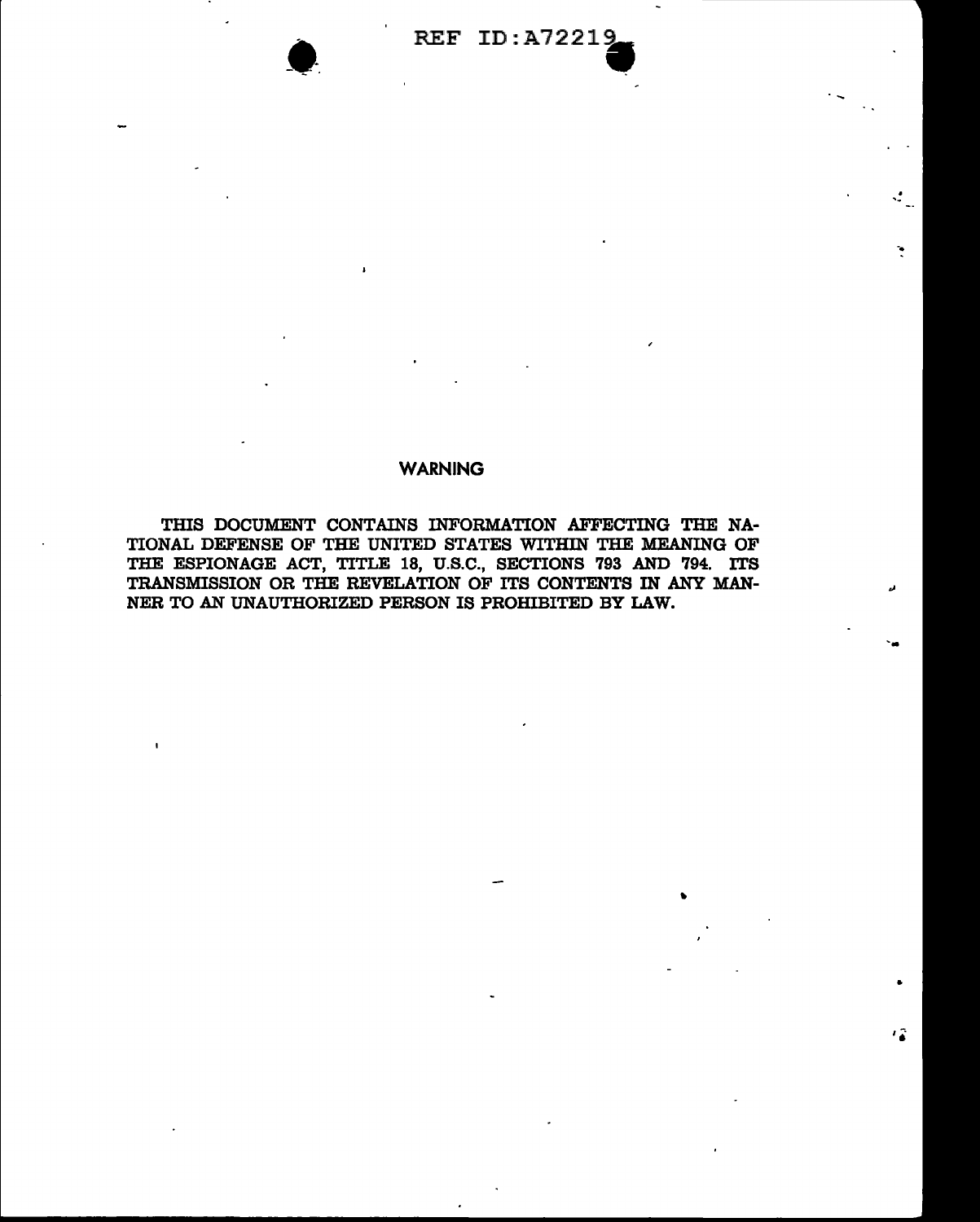REF ID:A72219

## WARNING

THIS DOCUMENT CONTAINS INFORMATION AFFECTING THE NATIONAL DEFENSE OF THE UNITED STATES WITHIN THE MEANING OF THE ESPIONAGE ACT, TITLE 18, U.S.C., SECTIONS 793 AND 794. ITS TRANSMISSION OR THE REVELATION OF ITS CONTENTS IN ANY MANNER TO AN UNAUTHORIZED PERSON IS PROHIBITED BY LAW.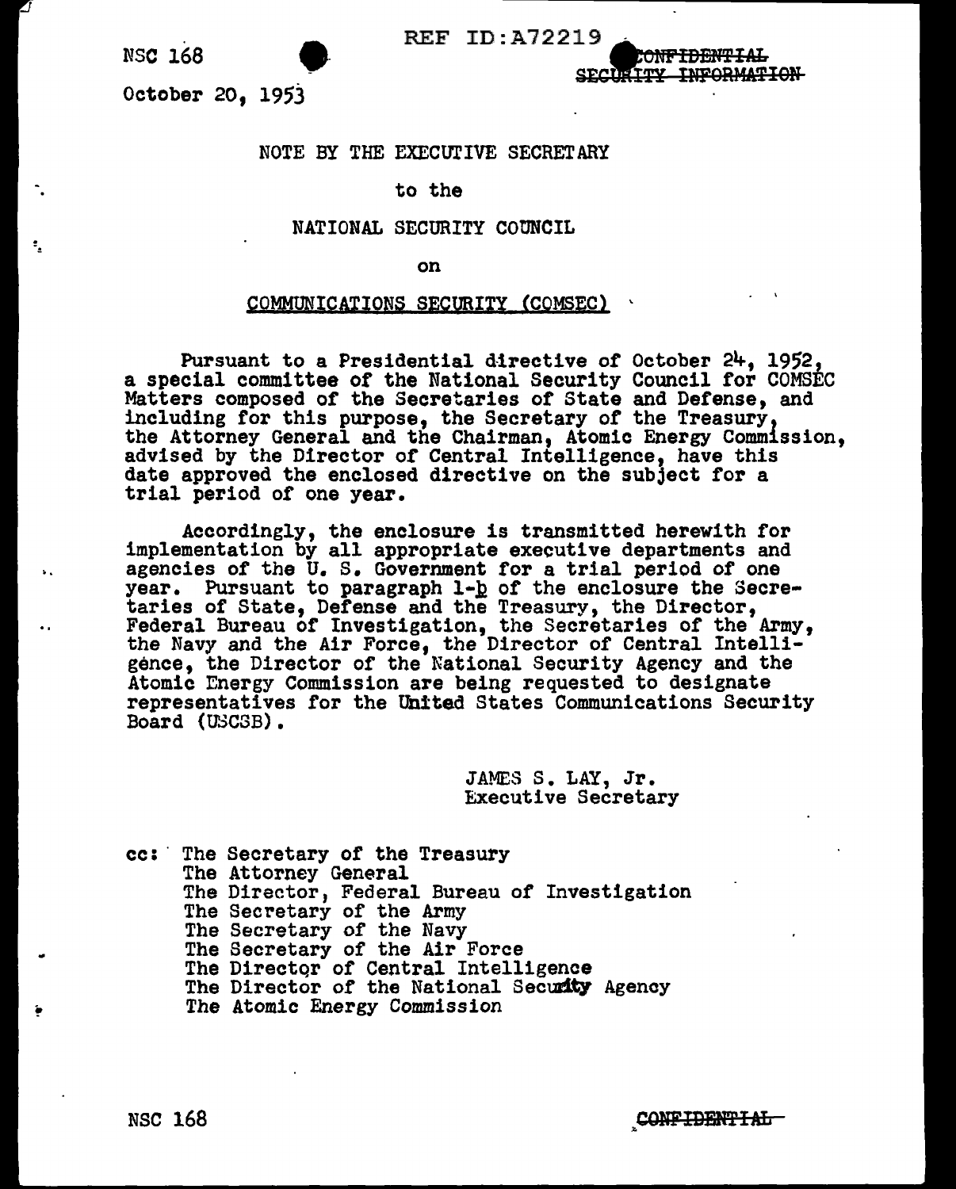NSC 168

REF ID:A72219

CONFIDENTIAL
SECURITY INFORMATION

October 20, 1953

NOTE BY THE EXECUTIVE SECRETARY

to the

NATIONAL SECURITY COUNCIL

on

COMMUNICATIONS SECURITY (COMSEC)

Pursuant to a Presidential directive of October 24, 1952, a special committee of the National Security Council for COMSEC Matters composed of the Secretaries of State and Defense, and including for this purpose, the Secretary of the Treasury, the Attorney General and the Chairman, Atomic Energy Commission, advised by the Director of Central Intelligence, have this date approved the enclosed directive on the subject for a trial period of one year.

Accordingly, the enclosure is transmitted herewith for implementation by all appropriate executive departments and agencies of the U. S. Government for a trial period of one year. Pursuant to paragraph 1-b of the enclosure the Secretaries of State, Defense and the Treasury, the Director, Federal Bureau of Investigation, the Secretaries of the Army, the Navy and the Air Force, the Director of Central Intelligence, the Director of the National Security Agency and the Atomic Energy Commission are being requested to designate representatives for the United States Communications Security Board (USCSB).

JAMES S. LAY, Jr.
Executive Secretary

cc: The Secretary of the Treasury
The Attorney General
The Director, Federal Bureau of Investigation
The Secretary of the Army
The Secretary of the Navy
The Secretary of the Air Force
The Director of Central Intelligence
The Director of the National Security Agency
The Atomic Energy Commission

NSC 168

CONFIDENTIAL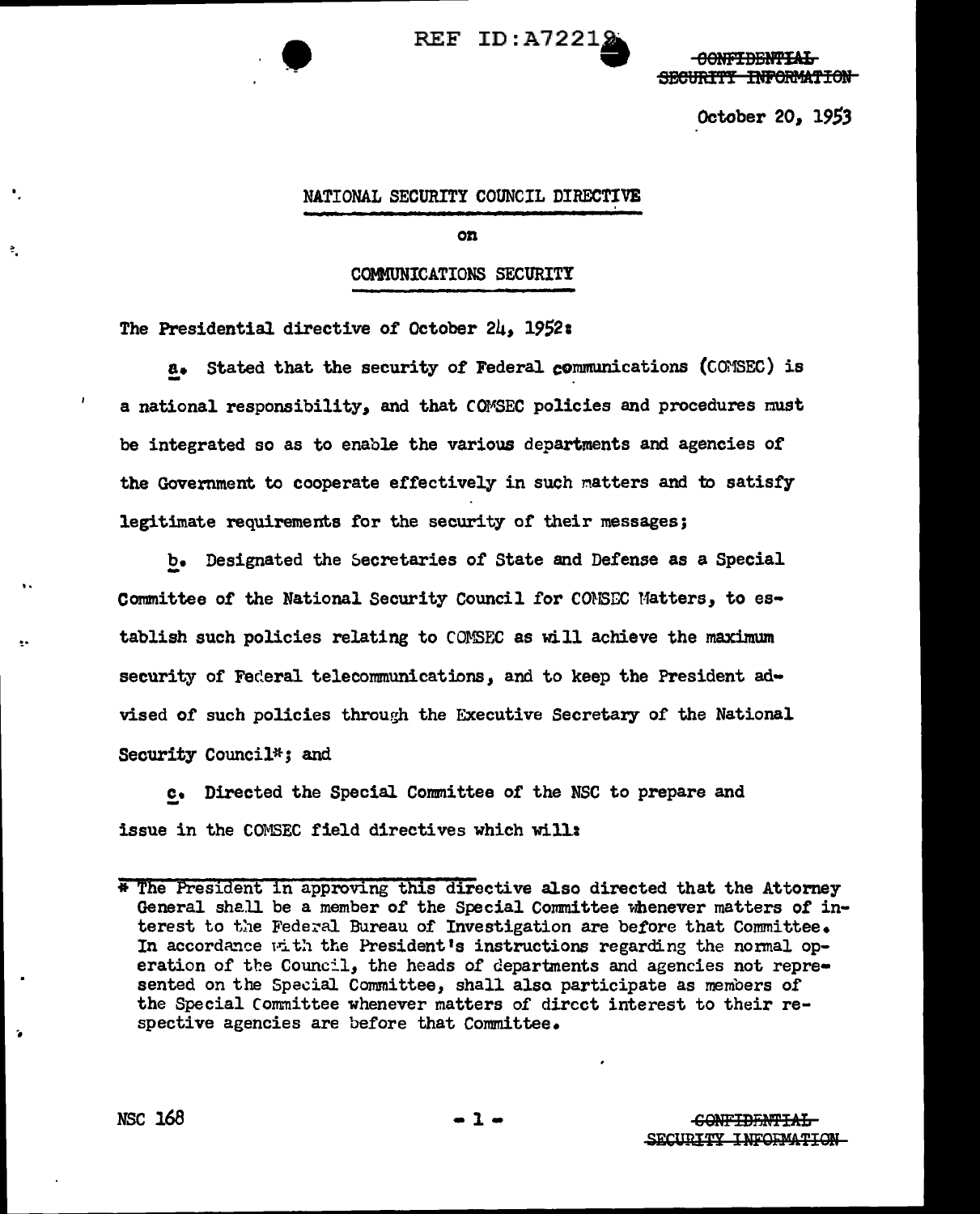October 20, 1953

## NATIONAL SECURITY COUNCIL DIRECTIVE

on

## COMMUNICATIONS SECURITY

The Presidential directive of October 24, 1952:

a. Stated that the security of Federal communications (COMSEC) is a national responsibility, and that COMSEC policies and procedures must be integrated so as to enable the various departments and agencies of the Government to cooperate effectively in such matters and to satisfy legitimate requirements for the security of their messages;

b. Designated the Secretaries of State and Defense as a Special Committee of the National Security Council for COMSEC Matters, to establish such policies relating to COMSEC as will achieve the maximum security of Federal telecommunications, and to keep the President advised of such policies through the Executive Secretary of the National Security Council*; and

c. Directed the Special Committee of the NSC to prepare and issue in the COMSEC field directives which will:

---

* The President in approving this directive also directed that the Attorney General shall be a member of the Special Committee whenever matters of interest to the Federal Bureau of Investigation are before that Committee. In accordance with the President's instructions regarding the normal operation of the Council, the heads of departments and agencies not represented on the Special Committee, shall also participate as members of the Special Committee whenever matters of direct interest to their respective agencies are before that Committee.

NSC 168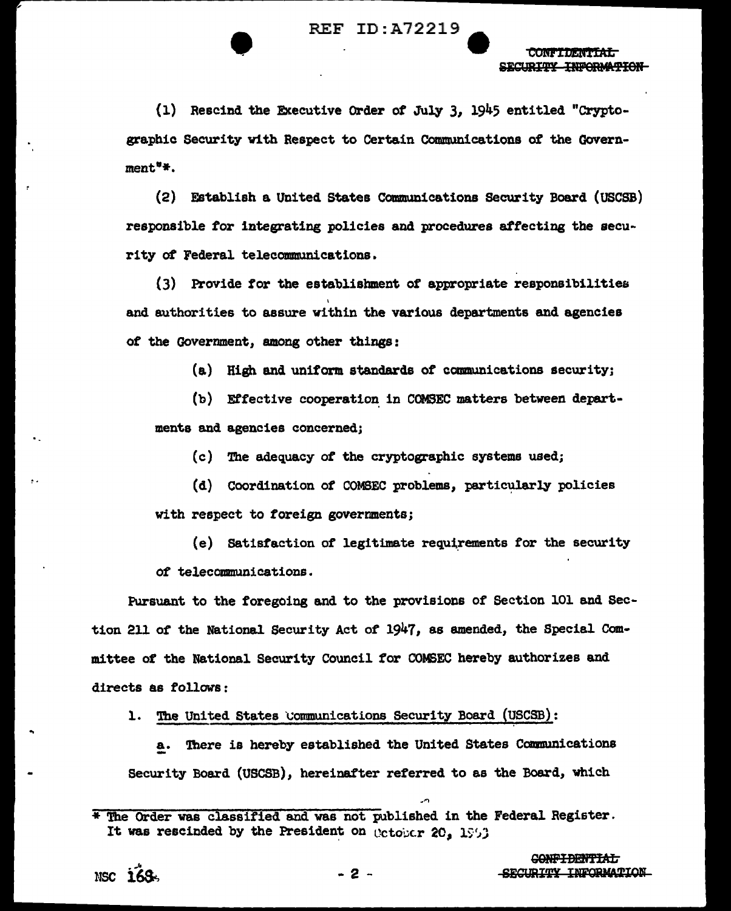(1) Rescind the Executive Order of July 3, 1945 entitled "Cryptographic Security with Respect to Certain Communications of the Government"*.

(2) Establish a United States Communications Security Board (USCSB) responsible for integrating policies and procedures affecting the security of Federal telecommunications.

(3) Provide for the establishment of appropriate responsibilities and authorities to assure within the various departments and agencies of the Government, among other things:

(a) High and uniform standards of communications security;

(b) Effective cooperation in COMSEC matters between departments and agencies concerned;

(c) The adequacy of the cryptographic systems used;

(d) Coordination of COMSEC problems, particularly policies with respect to foreign governments;

(e) Satisfaction of legitimate requirements for the security of telecommunications.

Pursuant to the foregoing and to the provisions of Section 101 and Section 211 of the National Security Act of 1947, as amended, the Special Committee of the National Security Council for COMSEC hereby authorizes and directs as follows:

1. The United States Communications Security Board (USCSB):

a. There is hereby established the United States Communications Security Board (USCSB), hereinafter referred to as the Board, which

---

\* The Order was classified and was not published in the Federal Register. It was rescinded by the President on October 20, 1953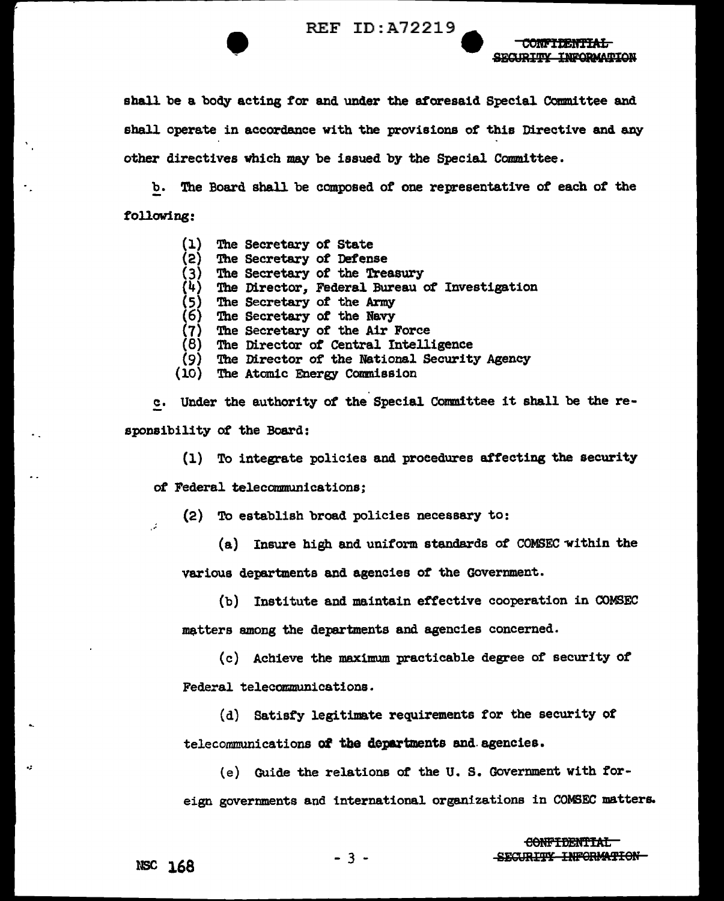shall be a body acting for and under the aforesaid Special Committee and shall operate in accordance with the provisions of this Directive and any other directives which may be issued by the Special Committee.

b. The Board shall be composed of one representative of each of the following:

(1) The Secretary of State
(2) The Secretary of Defense
(3) The Secretary of the Treasury
(4) The Director, Federal Bureau of Investigation
(5) The Secretary of the Army
(6) The Secretary of the Navy
(7) The Secretary of the Air Force
(8) The Director of Central Intelligence
(9) The Director of the National Security Agency
(10) The Atomic Energy Commission

c. Under the authority of the Special Committee it shall be the responsibility of the Board:

(1) To integrate policies and procedures affecting the security of Federal telecommunications;

(2) To establish broad policies necessary to:

(a) Insure high and uniform standards of COMSEC within the various departments and agencies of the Government.

(b) Institute and maintain effective cooperation in COMSEC matters among the departments and agencies concerned.

(c) Achieve the maximum practicable degree of security of Federal telecommunications.

(d) Satisfy legitimate requirements for the security of telecommunications of the departments and agencies.

(e) Guide the relations of the U. S. Government with foreign governments and international organizations in COMSEC matters.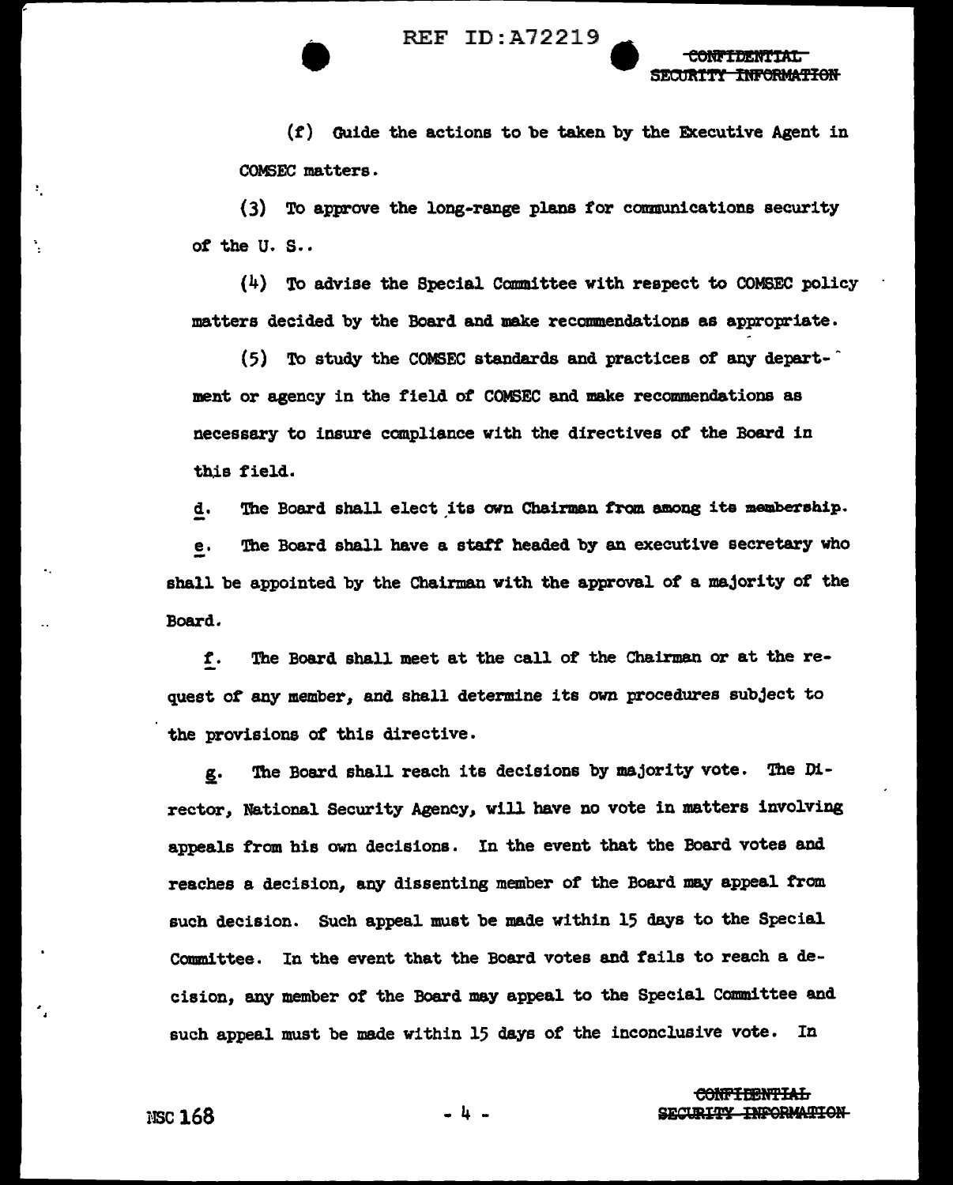(f) Guide the actions to be taken by the Executive Agent in COMSEC matters.

(3) To approve the long-range plans for communications security of the U. S..

(4) To advise the Special Committee with respect to COMSEC policy matters decided by the Board and make recommendations as appropriate.

(5) To study the COMSEC standards and practices of any department or agency in the field of COMSEC and make recommendations as necessary to insure compliance with the directives of the Board in this field.

d. The Board shall elect its own Chairman from among its membership.

e. The Board shall have a staff headed by an executive secretary who shall be appointed by the Chairman with the approval of a majority of the Board.

f. The Board shall meet at the call of the Chairman or at the request of any member, and shall determine its own procedures subject to the provisions of this directive.

g. The Board shall reach its decisions by majority vote. The Director, National Security Agency, will have no vote in matters involving appeals from his own decisions. In the event that the Board votes and reaches a decision, any dissenting member of the Board may appeal from such decision. Such appeal must be made within 15 days to the Special Committee. In the event that the Board votes and fails to reach a decision, any member of the Board may appeal to the Special Committee and such appeal must be made within 15 days of the inconclusive vote. In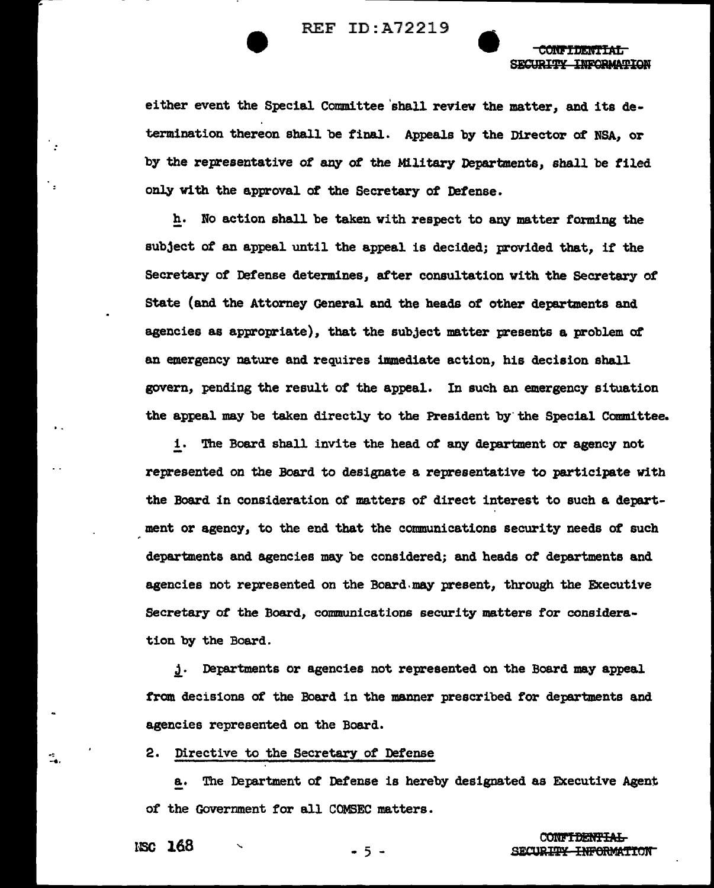either event the Special Committee shall review the matter, and its determination thereon shall be final. Appeals by the Director of NSA, or by the representative of any of the Military Departments, shall be filed only with the approval of the Secretary of Defense.

h. No action shall be taken with respect to any matter forming the subject of an appeal until the appeal is decided; provided that, if the Secretary of Defense determines, after consultation with the Secretary of State (and the Attorney General and the heads of other departments and agencies as appropriate), that the subject matter presents a problem of an emergency nature and requires immediate action, his decision shall govern, pending the result of the appeal. In such an emergency situation the appeal may be taken directly to the President by the Special Committee.

i. The Board shall invite the head of any department or agency not represented on the Board to designate a representative to participate with the Board in consideration of matters of direct interest to such a department or agency, to the end that the communications security needs of such departments and agencies may be considered; and heads of departments and agencies not represented on the Board may present, through the Executive Secretary of the Board, communications security matters for consideration by the Board.

j. Departments or agencies not represented on the Board may appeal from decisions of the Board in the manner prescribed for departments and agencies represented on the Board.

2. Directive to the Secretary of Defense

a. The Department of Defense is hereby designated as Executive Agent of the Government for all COMSEC matters.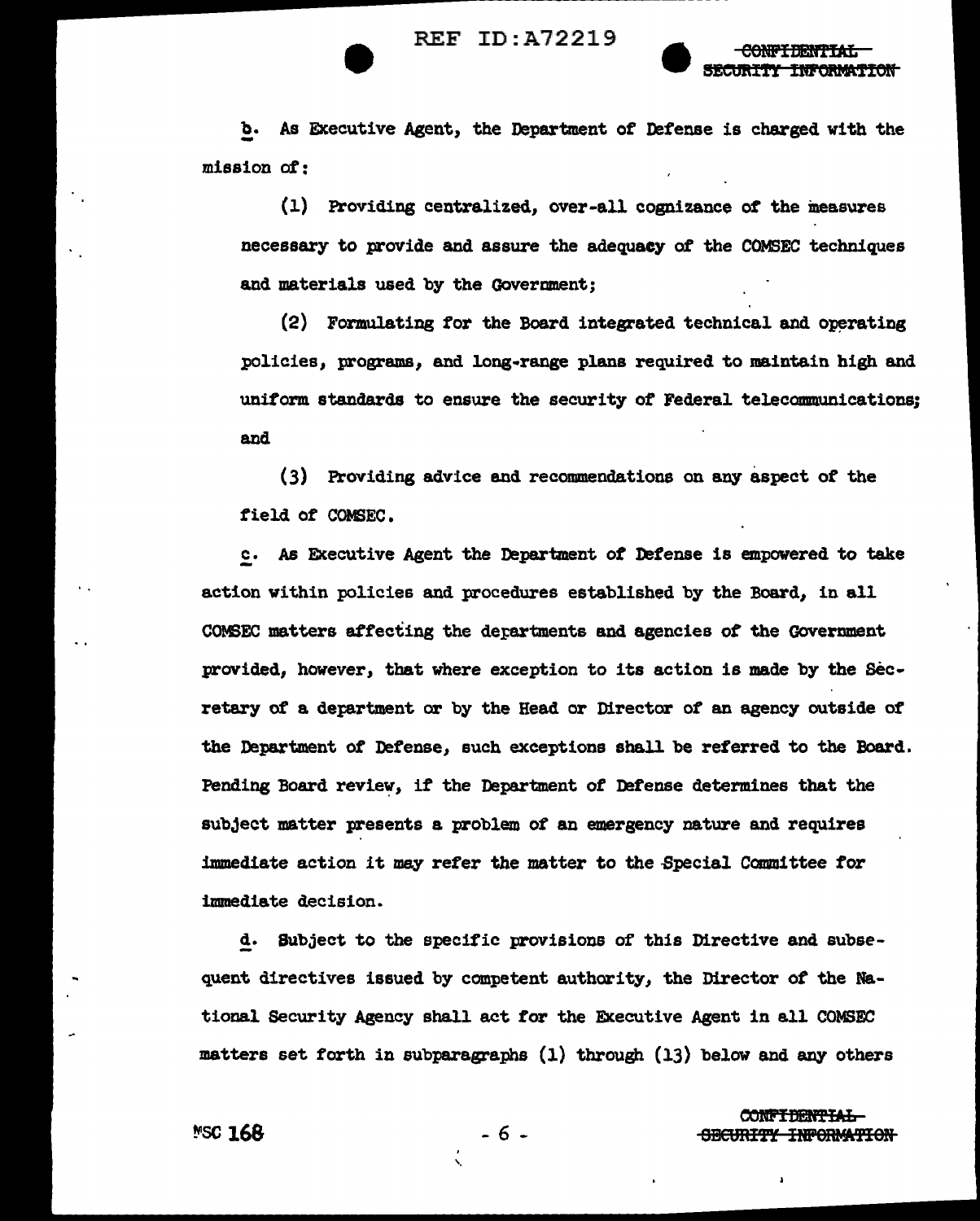b. As Executive Agent, the Department of Defense is charged with the mission of:

(1) Providing centralized, over-all cognizance of the measures necessary to provide and assure the adequacy of the COMSEC techniques and materials used by the Government;

(2) Formulating for the Board integrated technical and operating policies, programs, and long-range plans required to maintain high and uniform standards to ensure the security of Federal telecommunications; and

(3) Providing advice and recommendations on any aspect of the field of COMSEC.

c. As Executive Agent the Department of Defense is empowered to take action within policies and procedures established by the Board, in all COMSEC matters affecting the departments and agencies of the Government provided, however, that where exception to its action is made by the Secretary of a department or by the Head or Director of an agency outside of the Department of Defense, such exceptions shall be referred to the Board. Pending Board review, if the Department of Defense determines that the subject matter presents a problem of an emergency nature and requires immediate action it may refer the matter to the Special Committee for immediate decision.

d. Subject to the specific provisions of this Directive and subsequent directives issued by competent authority, the Director of the National Security Agency shall act for the Executive Agent in all COMSEC matters set forth in subparagraphs (1) through (13) below and any others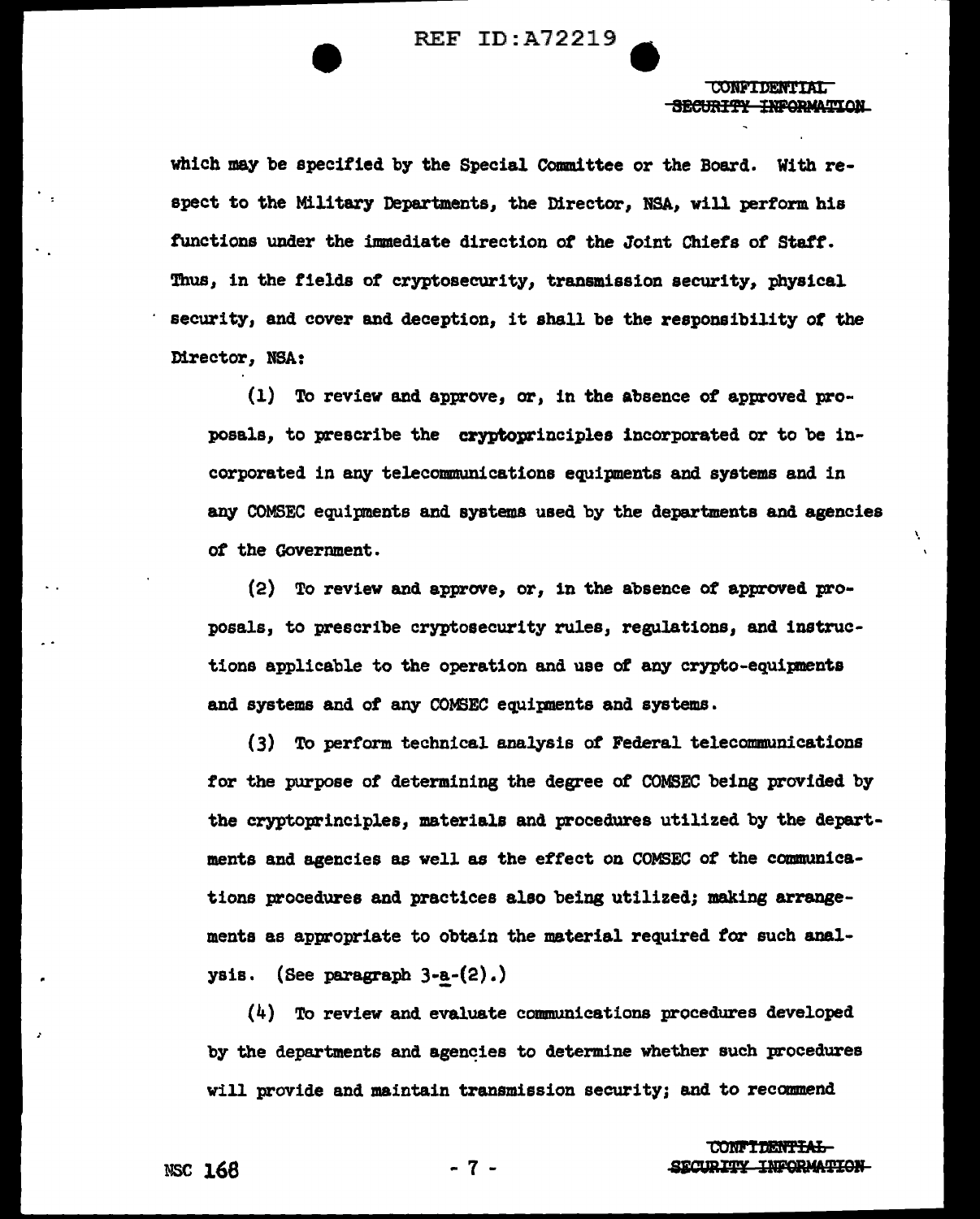which may be specified by the Special Committee or the Board. With respect to the Military Departments, the Director, NSA, will perform his functions under the immediate direction of the Joint Chiefs of Staff. Thus, in the fields of cryptosecurity, transmission security, physical security, and cover and deception, it shall be the responsibility of the Director, NSA:

(1) To review and approve, or, in the absence of approved proposals, to prescribe the cryptoprinciples incorporated or to be incorporated in any telecommunications equipments and systems and in any COMSEC equipments and systems used by the departments and agencies of the Government.

(2) To review and approve, or, in the absence of approved proposals, to prescribe cryptosecurity rules, regulations, and instructions applicable to the operation and use of any crypto-equipments and systems and of any COMSEC equipments and systems.

(3) To perform technical analysis of Federal telecommunications for the purpose of determining the degree of COMSEC being provided by the cryptoprinciples, materials and procedures utilized by the departments and agencies as well as the effect on COMSEC of the communications procedures and practices also being utilized; making arrangements as appropriate to obtain the material required for such analysis. (See paragraph 3-a-(2).)

(4) To review and evaluate communications procedures developed by the departments and agencies to determine whether such procedures will provide and maintain transmission security; and to recommend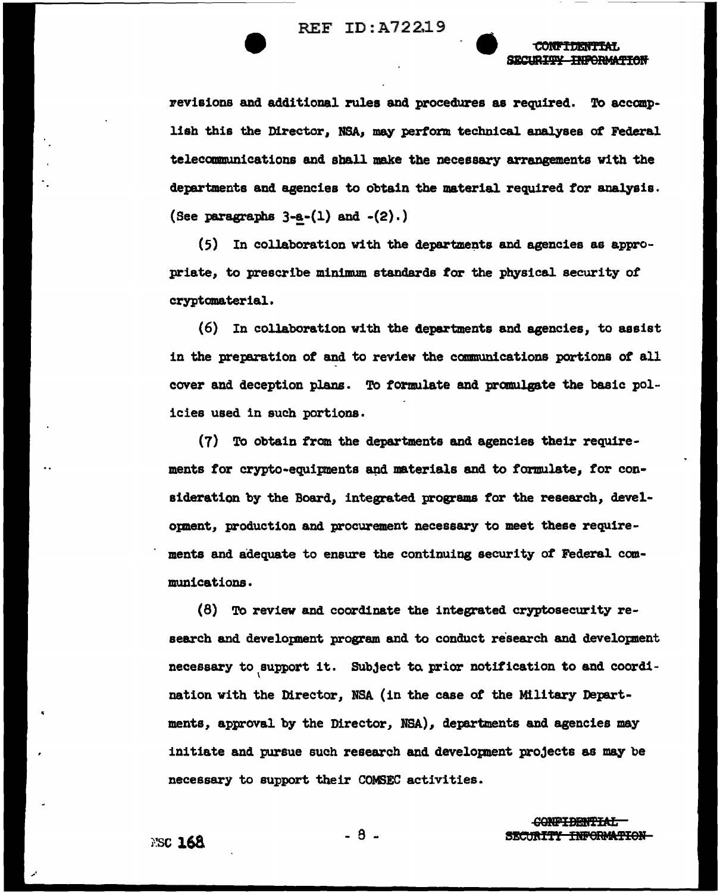revisions and additional rules and procedures as required. To accomplish this the Director, NSA, may perform technical analyses of Federal telecommunications and shall make the necessary arrangements with the departments and agencies to obtain the material required for analysis. (See paragraphs 3-a-(1) and -(2).)

(5) In collaboration with the departments and agencies as appropriate, to prescribe minimum standards for the physical security of cryptomaterial.

(6) In collaboration with the departments and agencies, to assist in the preparation of and to review the communications portions of all cover and deception plans. To formulate and promulgate the basic policies used in such portions.

(7) To obtain from the departments and agencies their requirements for crypto-equipments and materials and to formulate, for consideration by the Board, integrated programs for the research, development, production and procurement necessary to meet these requirements and adequate to ensure the continuing security of Federal communications.

(8) To review and coordinate the integrated cryptosecurity research and development program and to conduct research and development necessary to support it. Subject to prior notification to and coordination with the Director, NSA (in the case of the Military Departments, approval by the Director, NSA), departments and agencies may initiate and pursue such research and development projects as may be necessary to support their COMSEC activities.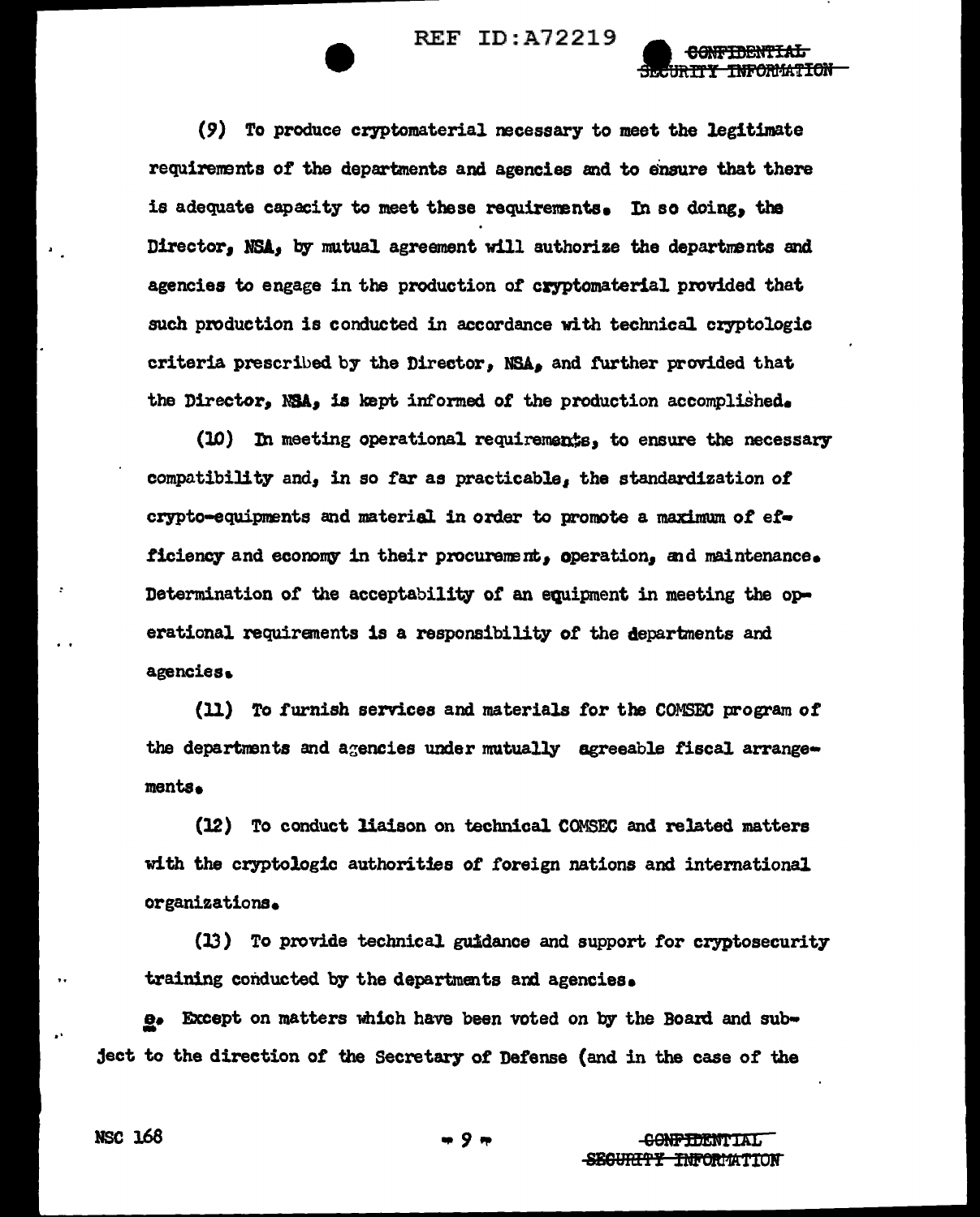(9) To produce cryptomaterial necessary to meet the legitimate requirements of the departments and agencies and to ensure that there is adequate capacity to meet these requirements. In so doing, the Director, NSA, by mutual agreement will authorize the departments and agencies to engage in the production of cryptomaterial provided that such production is conducted in accordance with technical cryptologic criteria prescribed by the Director, NSA, and further provided that the Director, NSA, is kept informed of the production accomplished.

(10) In meeting operational requirements, to ensure the necessary compatibility and, in so far as practicable, the standardization of crypto-equipments and material in order to promote a maximum of efficiency and economy in their procurement, operation, and maintenance. Determination of the acceptability of an equipment in meeting the operational requirements is a responsibility of the departments and agencies.

(11) To furnish services and materials for the COMSEC program of the departments and agencies under mutually agreeable fiscal arrangements.

(12) To conduct liaison on technical COMSEC and related matters with the cryptologic authorities of foreign nations and international organizations.

(13) To provide technical guidance and support for cryptosecurity training conducted by the departments and agencies.

e. Except on matters which have been voted on by the Board and subject to the direction of the Secretary of Defense (and in the case of the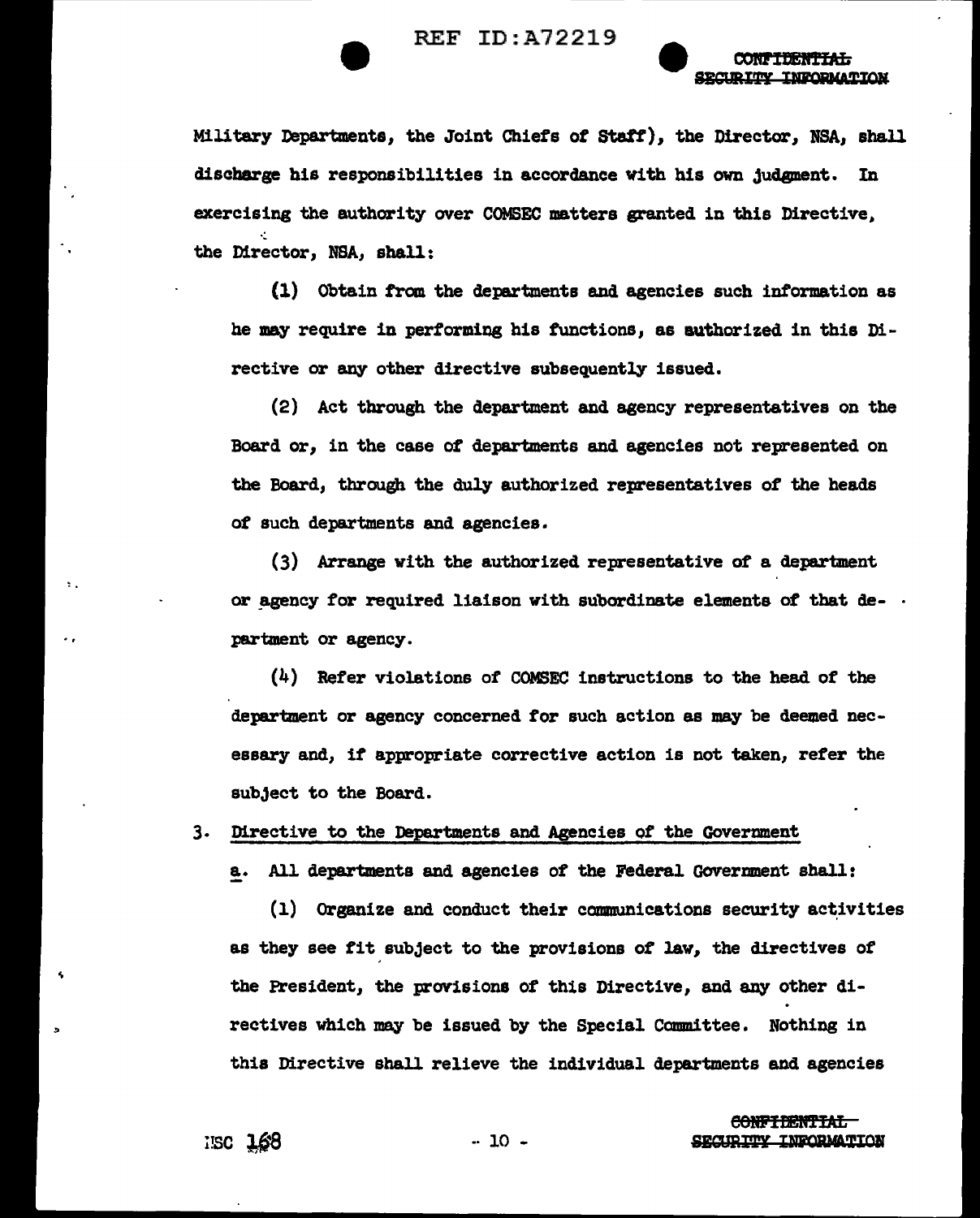Military Departments, the Joint Chiefs of Staff), the Director, NSA, shall discharge his responsibilities in accordance with his own judgment. In exercising the authority over COMSEC matters granted in this Directive, the Director, NSA, shall:

(1) Obtain from the departments and agencies such information as he may require in performing his functions, as authorized in this Directive or any other directive subsequently issued.

(2) Act through the department and agency representatives on the Board or, in the case of departments and agencies not represented on the Board, through the duly authorized representatives of the heads of such departments and agencies.

(3) Arrange with the authorized representative of a department or agency for required liaison with subordinate elements of that department or agency.

(4) Refer violations of COMSEC instructions to the head of the department or agency concerned for such action as may be deemed necessary and, if appropriate corrective action is not taken, refer the subject to the Board.

3. Directive to the Departments and Agencies of the Government

a. All departments and agencies of the Federal Government shall:

(1) Organize and conduct their communications security activities as they see fit subject to the provisions of law, the directives of the President, the provisions of this Directive, and any other directives which may be issued by the Special Committee. Nothing in this Directive shall relieve the individual departments and agencies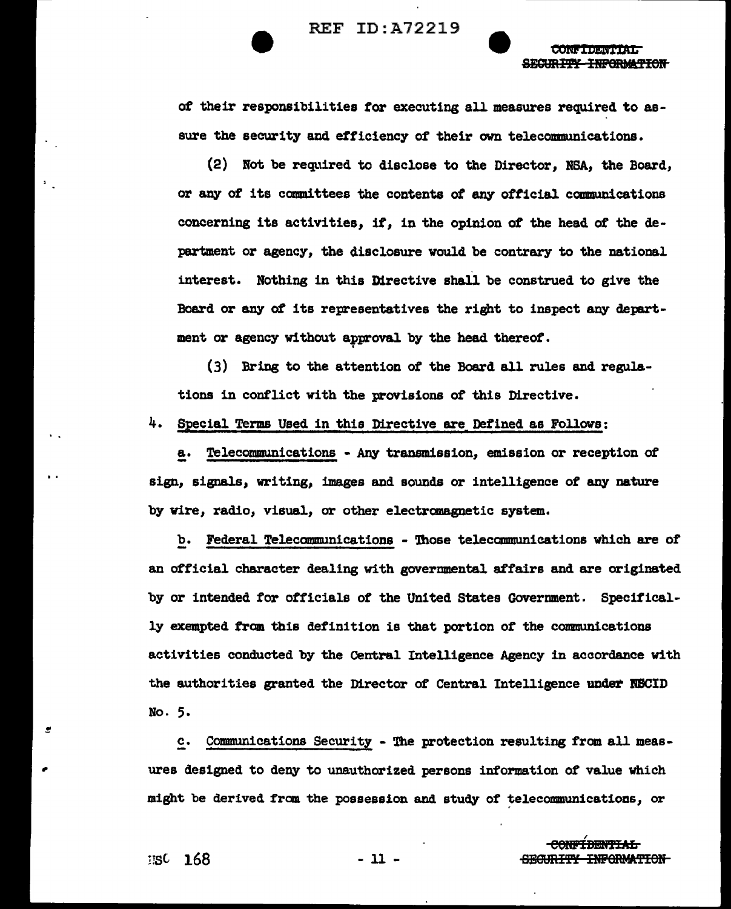of their responsibilities for executing all measures required to assure the security and efficiency of their own telecommunications.

(2) Not be required to disclose to the Director, NSA, the Board, or any of its committees the contents of any official communications concerning its activities, if, in the opinion of the head of the department or agency, the disclosure would be contrary to the national interest. Nothing in this Directive shall be construed to give the Board or any of its representatives the right to inspect any department or agency without approval by the head thereof.

(3) Bring to the attention of the Board all rules and regulations in conflict with the provisions of this Directive.

4. Special Terms Used in this Directive are Defined as Follows:

a. Telecommunications - Any transmission, emission or reception of sign, signals, writing, images and sounds or intelligence of any nature by wire, radio, visual, or other electromagnetic system.

b. Federal Telecommunications - Those telecommunications which are of an official character dealing with governmental affairs and are originated by or intended for officials of the United States Government. Specifically exempted from this definition is that portion of the communications activities conducted by the Central Intelligence Agency in accordance with the authorities granted the Director of Central Intelligence under NSCID No. 5.

c. Communications Security - The protection resulting from all measures designed to deny to unauthorized persons information of value which might be derived from the possession and study of telecommunications, or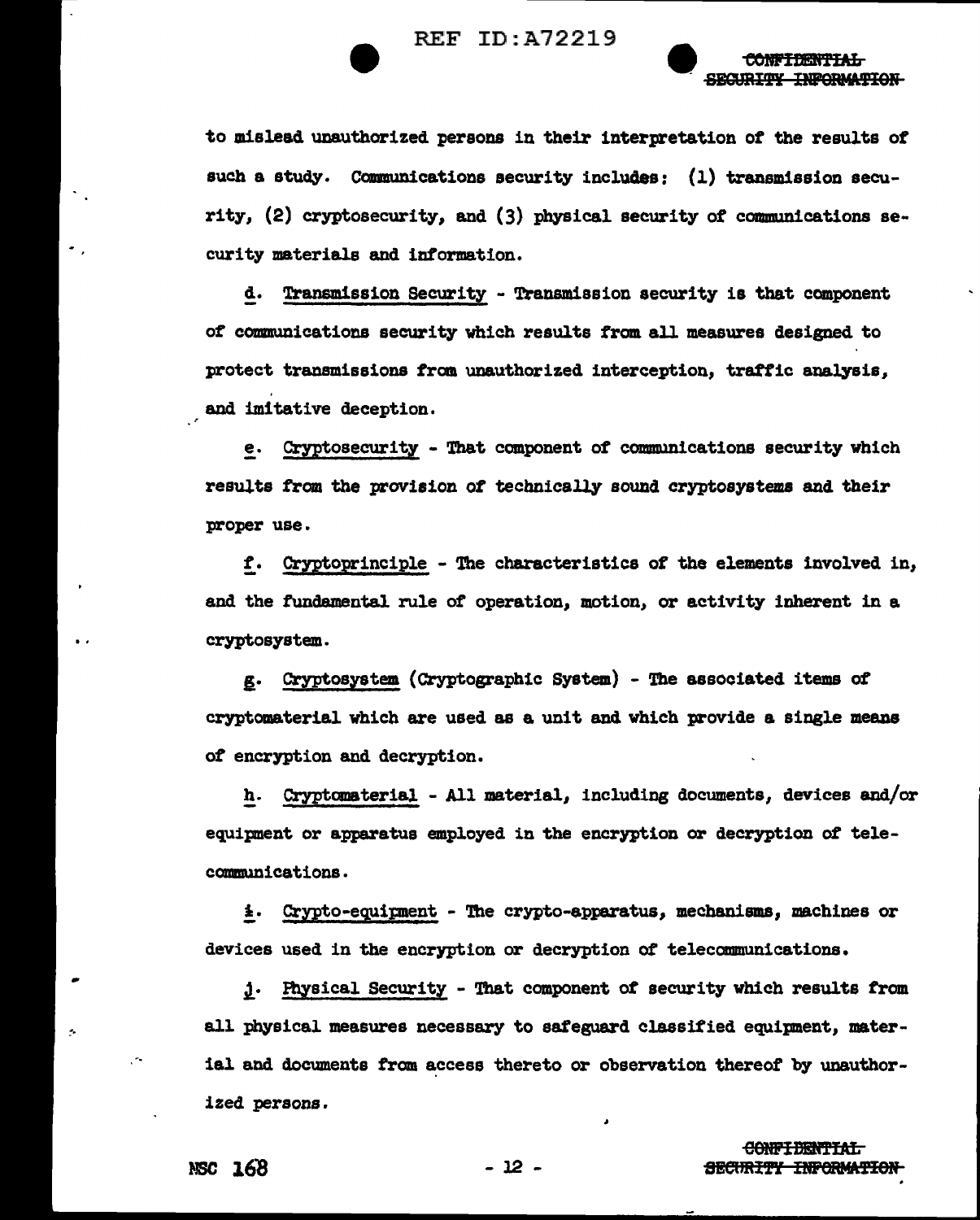to mislead unauthorized persons in their interpretation of the results of such a study. Communications security includes: (1) transmission security, (2) cryptosecurity, and (3) physical security of communications security materials and information.

d. Transmission Security - Transmission security is that component of communications security which results from all measures designed to protect transmissions from unauthorized interception, traffic analysis, and imitative deception.

e. Cryptosecurity - That component of communications security which results from the provision of technically sound cryptosystems and their proper use.

f. Cryptoprinciple - The characteristics of the elements involved in, and the fundamental rule of operation, motion, or activity inherent in a cryptosystem.

g. Cryptosystem (Cryptographic System) - The associated items of cryptomaterial which are used as a unit and which provide a single means of encryption and decryption.

h. Cryptomaterial - All material, including documents, devices and/or equipment or apparatus employed in the encryption or decryption of telecommunications.

i. Crypto-equipment - The crypto-apparatus, mechanisms, machines or devices used in the encryption or decryption of telecommunications.

j. Physical Security - That component of security which results from all physical measures necessary to safeguard classified equipment, material and documents from access thereto or observation thereof by unauthorized persons.